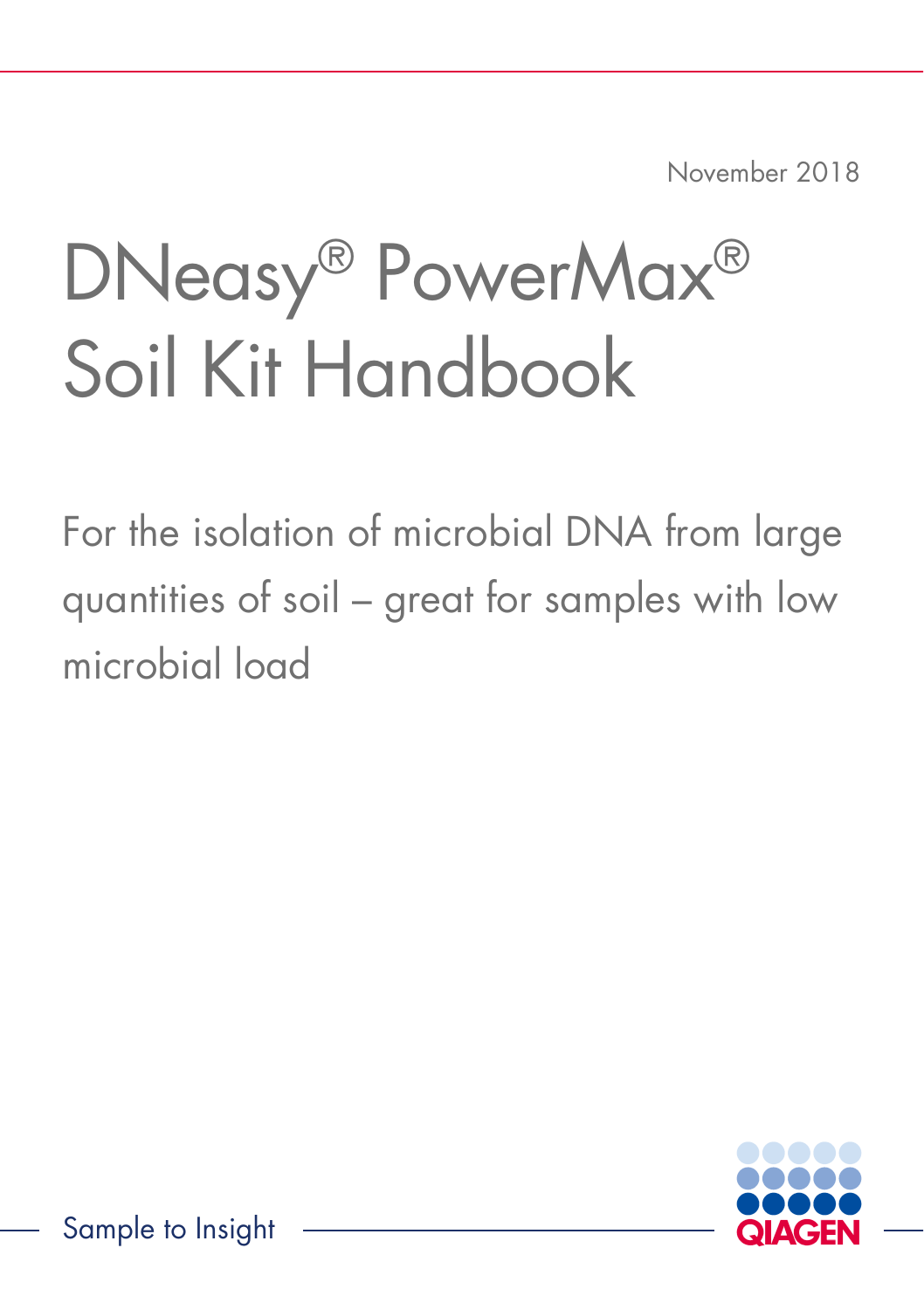November 2018

# DNeasy® PowerMax® Soil Kit Handbook

For the isolation of microbial DNA from large quantities of soil – great for samples with low microbial load

Sample to Insight

QIAGEN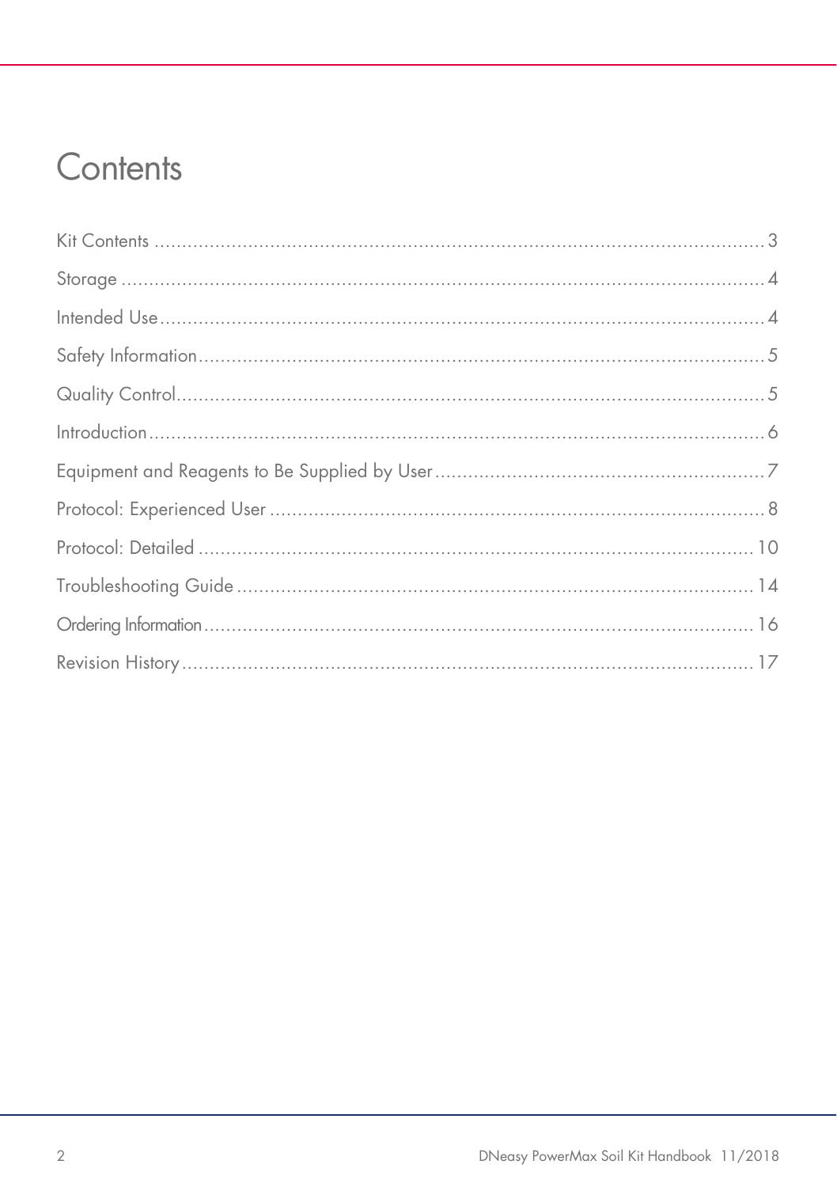# Contents

Kit Contents .......................................................................................................... 3

Storage .................................................................................................................. 4

Intended Use .......................................................................................................... 4

Safety Information .................................................................................................. 5

Quality Control ....................................................................................................... 5

Introduction ............................................................................................................ 6

Equipment and Reagents to Be Supplied by User ....................................................... 7

Protocol: Experienced User ...................................................................................... 8

Protocol: Detailed .................................................................................................. 10

Troubleshooting Guide ........................................................................................... 14

Ordering Information .............................................................................................. 16

Revision History ..................................................................................................... 17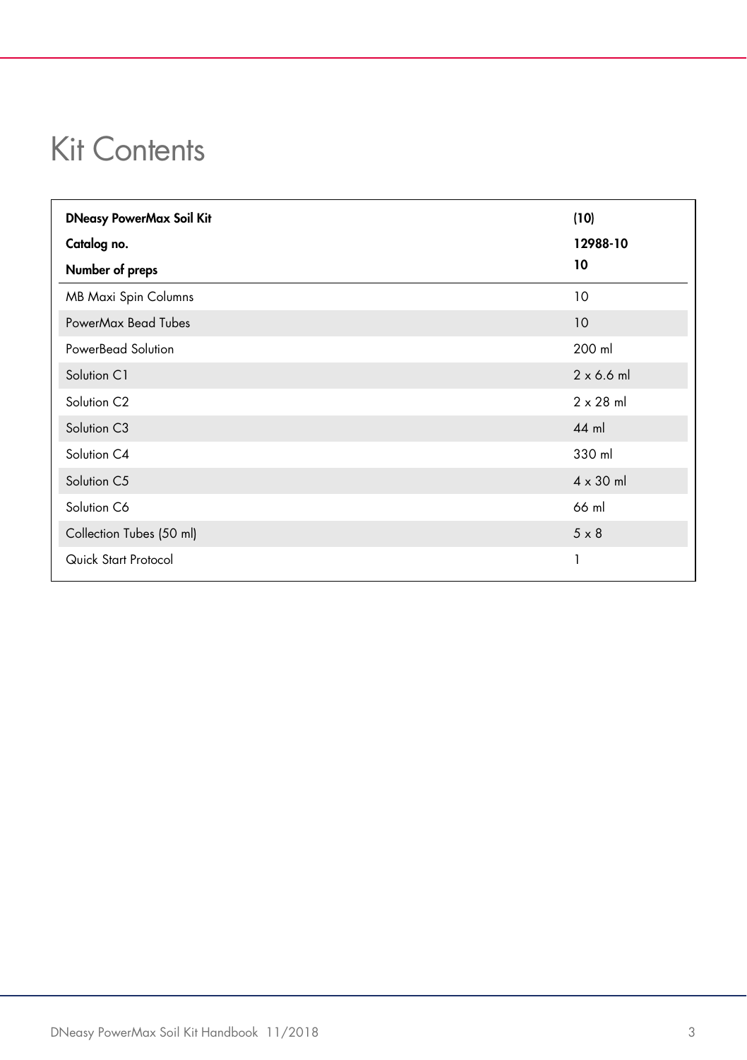# Kit Contents

| **DNeasy PowerMax Soil Kit**<br>**Catalog no.**<br>**Number of preps** | **(10)**<br>**12988-10**<br>**10** |
|---|---|
| MB Maxi Spin Columns | 10 |
| PowerMax Bead Tubes | 10 |
| PowerBead Solution | 200 ml |
| Solution C1 | 2 x 6.6 ml |
| Solution C2 | 2 x 28 ml |
| Solution C3 | 44 ml |
| Solution C4 | 330 ml |
| Solution C5 | 4 x 30 ml |
| Solution C6 | 66 ml |
| Collection Tubes (50 ml) | 5 x 8 |
| Quick Start Protocol | 1 |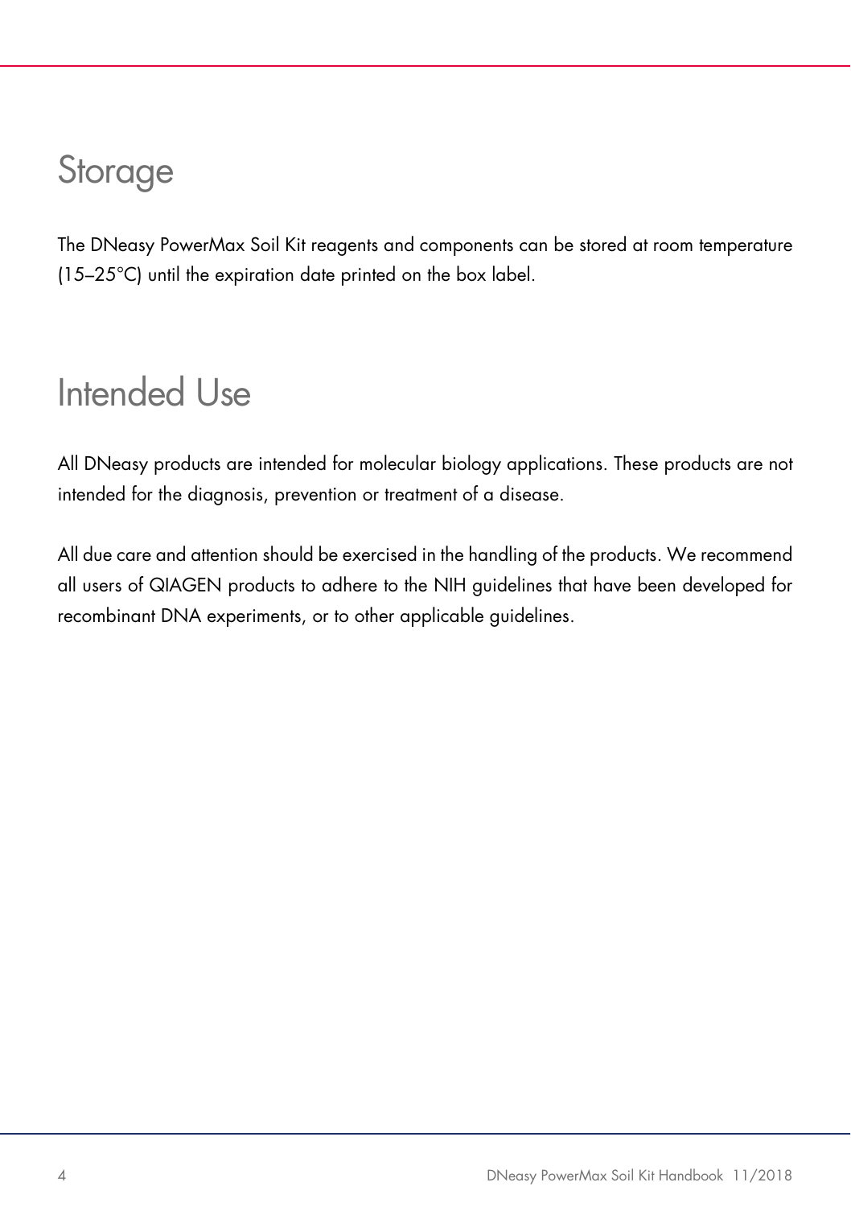# Storage

The DNeasy PowerMax Soil Kit reagents and components can be stored at room temperature (15–25°C) until the expiration date printed on the box label.

# Intended Use

All DNeasy products are intended for molecular biology applications. These products are not intended for the diagnosis, prevention or treatment of a disease.

All due care and attention should be exercised in the handling of the products. We recommend all users of QIAGEN products to adhere to the NIH guidelines that have been developed for recombinant DNA experiments, or to other applicable guidelines.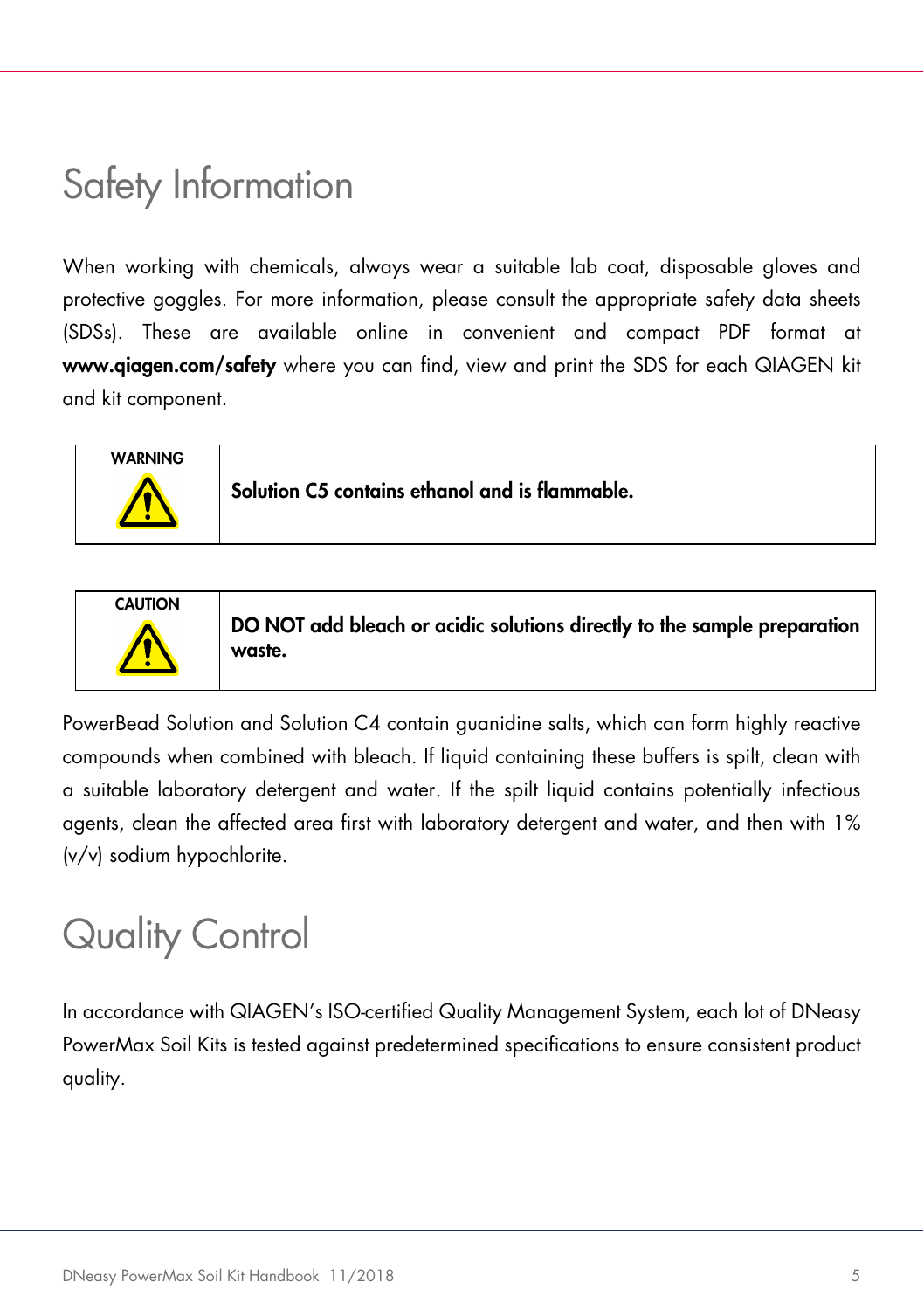# Safety Information

When working with chemicals, always wear a suitable lab coat, disposable gloves and protective goggles. For more information, please consult the appropriate safety data sheets (SDSs). These are available online in convenient and compact PDF format at **www.qiagen.com/safety** where you can find, view and print the SDS for each QIAGEN kit and kit component.

| WARNING | **Solution C5 contains ethanol and is flammable.** |
| --- | --- |

| CAUTION | **DO NOT add bleach or acidic solutions directly to the sample preparation waste.** |
| --- | --- |

PowerBead Solution and Solution C4 contain guanidine salts, which can form highly reactive compounds when combined with bleach. If liquid containing these buffers is spilt, clean with a suitable laboratory detergent and water. If the spilt liquid contains potentially infectious agents, clean the affected area first with laboratory detergent and water, and then with 1% (v/v) sodium hypochlorite.

# Quality Control

In accordance with QIAGEN's ISO-certified Quality Management System, each lot of DNeasy PowerMax Soil Kits is tested against predetermined specifications to ensure consistent product quality.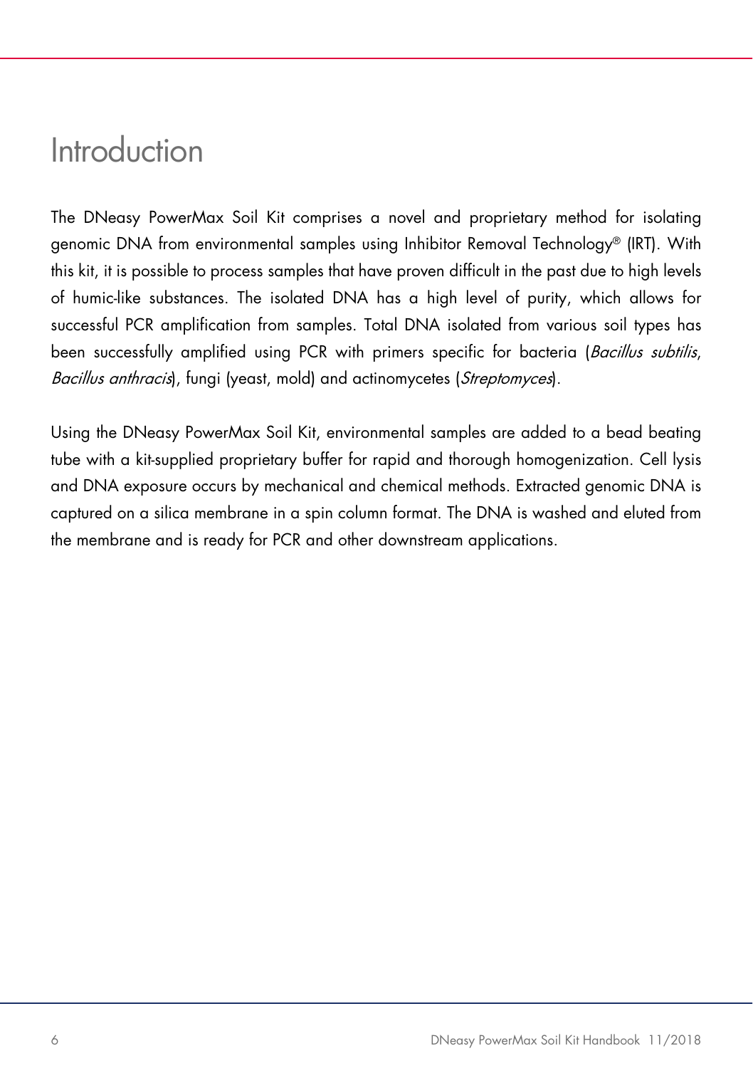# Introduction

The DNeasy PowerMax Soil Kit comprises a novel and proprietary method for isolating genomic DNA from environmental samples using Inhibitor Removal Technology® (IRT). With this kit, it is possible to process samples that have proven difficult in the past due to high levels of humic-like substances. The isolated DNA has a high level of purity, which allows for successful PCR amplification from samples. Total DNA isolated from various soil types has been successfully amplified using PCR with primers specific for bacteria (*Bacillus subtilis*, *Bacillus anthracis*), fungi (yeast, mold) and actinomycetes (*Streptomyces*).

Using the DNeasy PowerMax Soil Kit, environmental samples are added to a bead beating tube with a kit-supplied proprietary buffer for rapid and thorough homogenization. Cell lysis and DNA exposure occurs by mechanical and chemical methods. Extracted genomic DNA is captured on a silica membrane in a spin column format. The DNA is washed and eluted from the membrane and is ready for PCR and other downstream applications.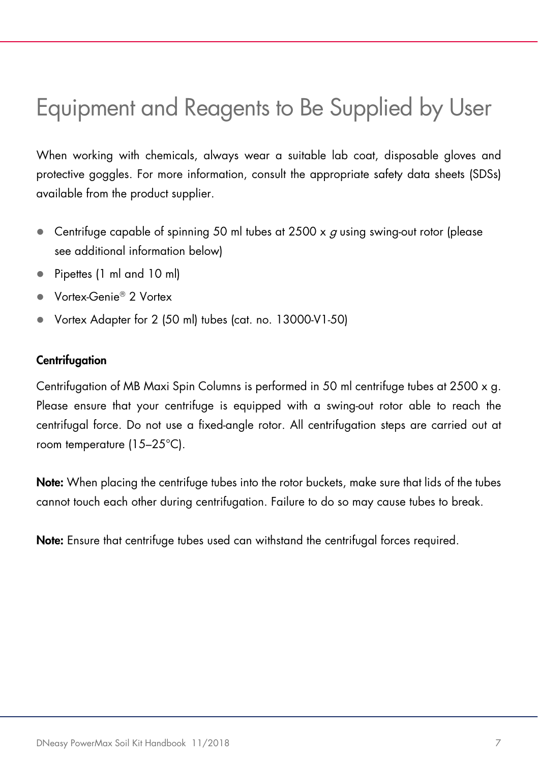# Equipment and Reagents to Be Supplied by User

When working with chemicals, always wear a suitable lab coat, disposable gloves and protective goggles. For more information, consult the appropriate safety data sheets (SDSs) available from the product supplier.

- Centrifuge capable of spinning 50 ml tubes at 2500 x *g* using swing-out rotor (please see additional information below)
- Pipettes (1 ml and 10 ml)
- Vortex-Genie® 2 Vortex
- Vortex Adapter for 2 (50 ml) tubes (cat. no. 13000-V1-50)

**Centrifugation**

Centrifugation of MB Maxi Spin Columns is performed in 50 ml centrifuge tubes at 2500 x g. Please ensure that your centrifuge is equipped with a swing-out rotor able to reach the centrifugal force. Do not use a fixed-angle rotor. All centrifugation steps are carried out at room temperature (15–25°C).

**Note:** When placing the centrifuge tubes into the rotor buckets, make sure that lids of the tubes cannot touch each other during centrifugation. Failure to do so may cause tubes to break.

**Note:** Ensure that centrifuge tubes used can withstand the centrifugal forces required.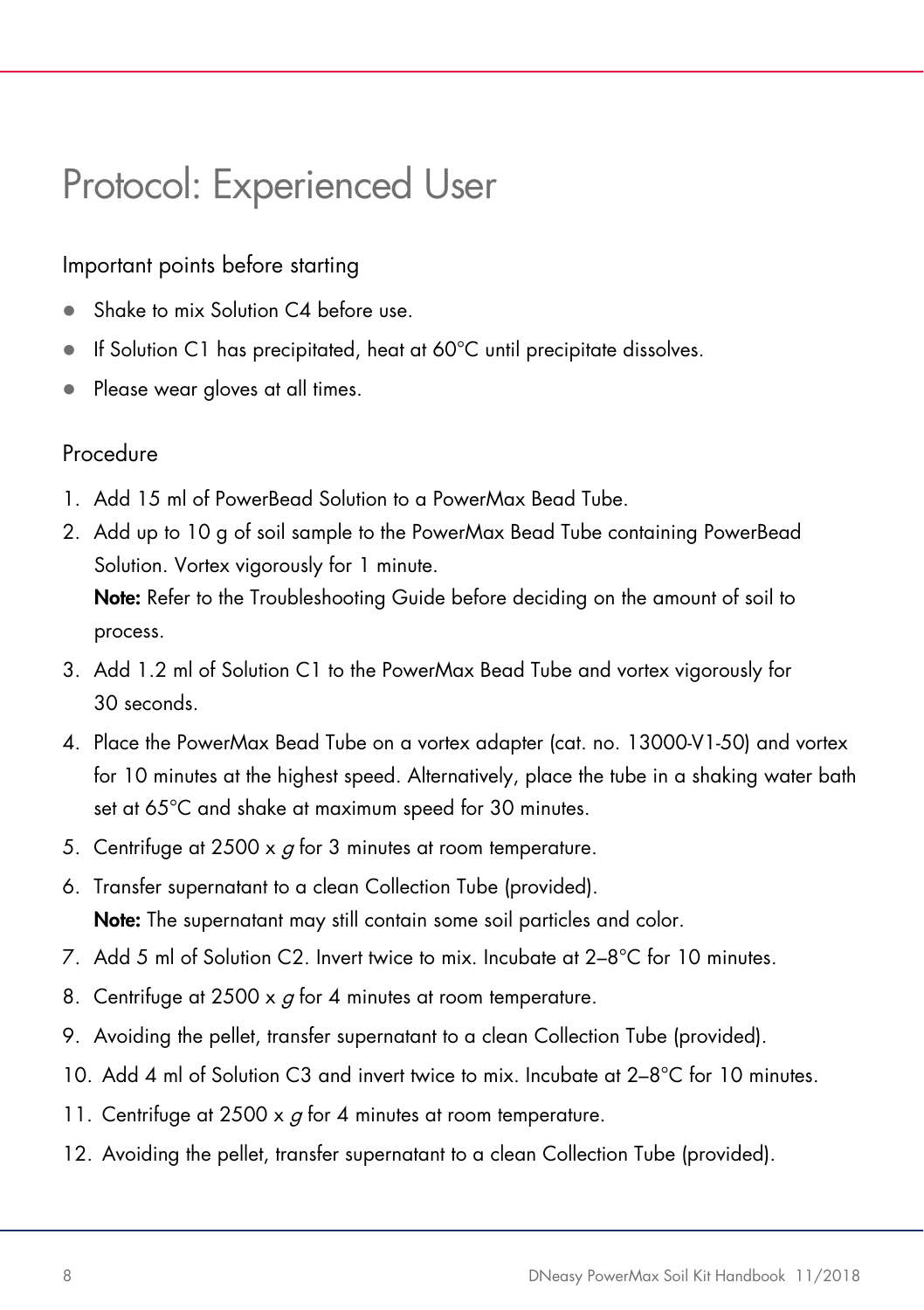# Protocol: Experienced User

## Important points before starting

- Shake to mix Solution C4 before use.
- If Solution C1 has precipitated, heat at 60°C until precipitate dissolves.
- Please wear gloves at all times.

## Procedure

1. Add 15 ml of PowerBead Solution to a PowerMax Bead Tube.
2. Add up to 10 g of soil sample to the PowerMax Bead Tube containing PowerBead Solution. Vortex vigorously for 1 minute.
   **Note:** Refer to the Troubleshooting Guide before deciding on the amount of soil to process.
3. Add 1.2 ml of Solution C1 to the PowerMax Bead Tube and vortex vigorously for 30 seconds.
4. Place the PowerMax Bead Tube on a vortex adapter (cat. no. 13000-V1-50) and vortex for 10 minutes at the highest speed. Alternatively, place the tube in a shaking water bath set at 65°C and shake at maximum speed for 30 minutes.
5. Centrifuge at 2500 x *g* for 3 minutes at room temperature.
6. Transfer supernatant to a clean Collection Tube (provided).
   **Note:** The supernatant may still contain some soil particles and color.
7. Add 5 ml of Solution C2. Invert twice to mix. Incubate at 2–8°C for 10 minutes.
8. Centrifuge at 2500 x *g* for 4 minutes at room temperature.
9. Avoiding the pellet, transfer supernatant to a clean Collection Tube (provided).
10. Add 4 ml of Solution C3 and invert twice to mix. Incubate at 2–8°C for 10 minutes.
11. Centrifuge at 2500 x *g* for 4 minutes at room temperature.
12. Avoiding the pellet, transfer supernatant to a clean Collection Tube (provided).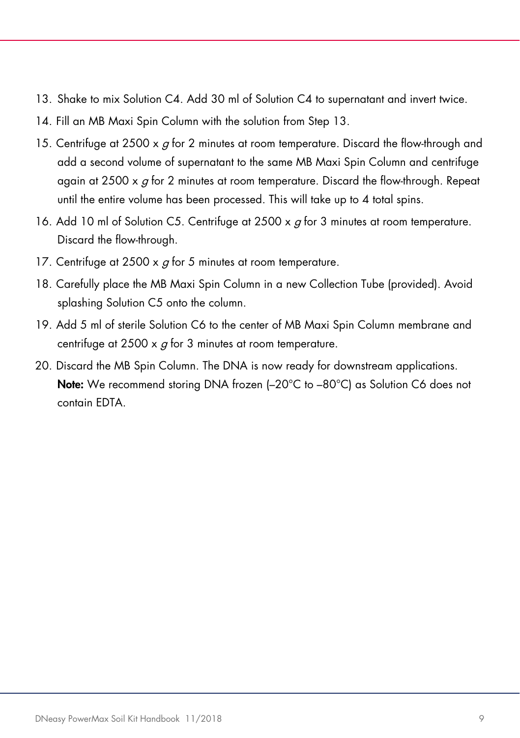13. Shake to mix Solution C4. Add 30 ml of Solution C4 to supernatant and invert twice.
14. Fill an MB Maxi Spin Column with the solution from Step 13.
15. Centrifuge at 2500 x *g* for 2 minutes at room temperature. Discard the flow-through and add a second volume of supernatant to the same MB Maxi Spin Column and centrifuge again at 2500 x *g* for 2 minutes at room temperature. Discard the flow-through. Repeat until the entire volume has been processed. This will take up to 4 total spins.
16. Add 10 ml of Solution C5. Centrifuge at 2500 x *g* for 3 minutes at room temperature. Discard the flow-through.
17. Centrifuge at 2500 x *g* for 5 minutes at room temperature.
18. Carefully place the MB Maxi Spin Column in a new Collection Tube (provided). Avoid splashing Solution C5 onto the column.
19. Add 5 ml of sterile Solution C6 to the center of MB Maxi Spin Column membrane and centrifuge at 2500 x *g* for 3 minutes at room temperature.
20. Discard the MB Spin Column. The DNA is now ready for downstream applications.
    **Note:** We recommend storing DNA frozen (–20°C to –80°C) as Solution C6 does not contain EDTA.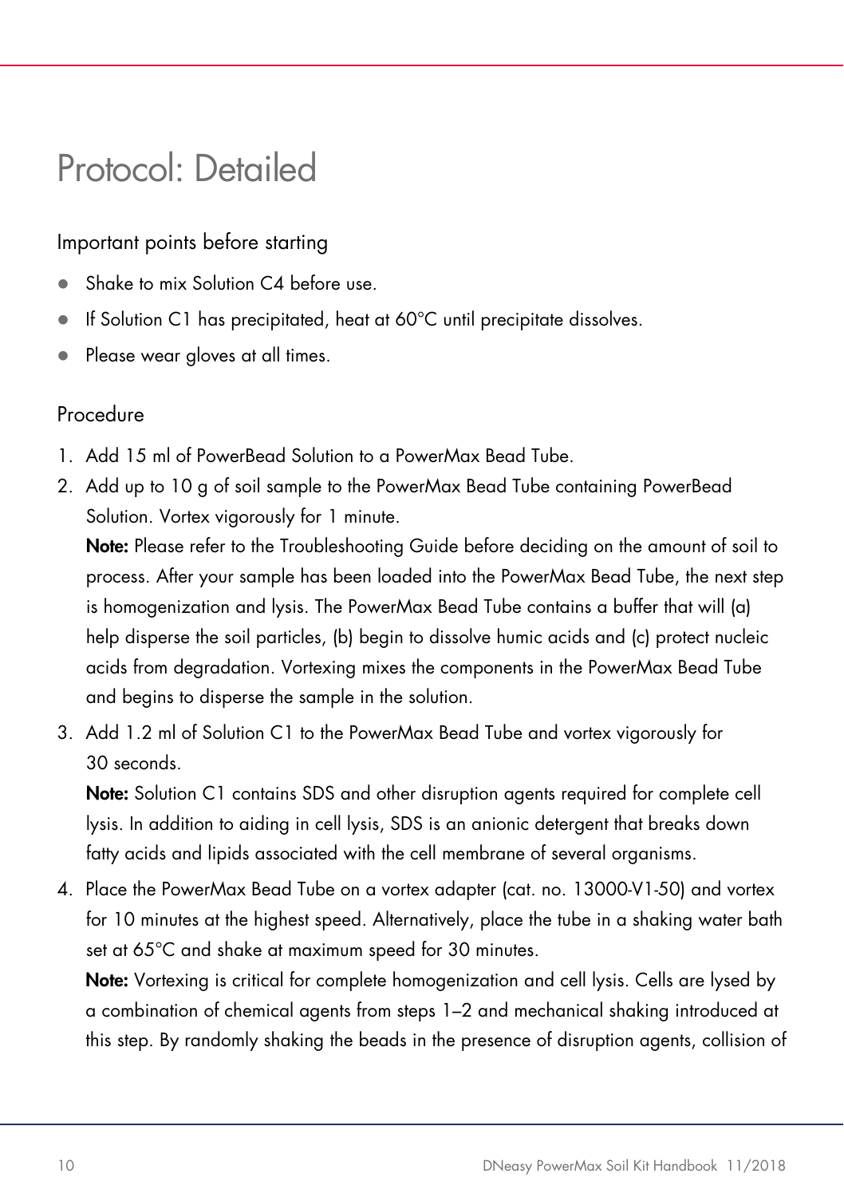# Protocol: Detailed

## Important points before starting

- Shake to mix Solution C4 before use.
- If Solution C1 has precipitated, heat at 60°C until precipitate dissolves.
- Please wear gloves at all times.

## Procedure

1. Add 15 ml of PowerBead Solution to a PowerMax Bead Tube.
2. Add up to 10 g of soil sample to the PowerMax Bead Tube containing PowerBead Solution. Vortex vigorously for 1 minute.

   **Note:** Please refer to the Troubleshooting Guide before deciding on the amount of soil to process. After your sample has been loaded into the PowerMax Bead Tube, the next step is homogenization and lysis. The PowerMax Bead Tube contains a buffer that will (a) help disperse the soil particles, (b) begin to dissolve humic acids and (c) protect nucleic acids from degradation. Vortexing mixes the components in the PowerMax Bead Tube and begins to disperse the sample in the solution.
3. Add 1.2 ml of Solution C1 to the PowerMax Bead Tube and vortex vigorously for 30 seconds.

   **Note:** Solution C1 contains SDS and other disruption agents required for complete cell lysis. In addition to aiding in cell lysis, SDS is an anionic detergent that breaks down fatty acids and lipids associated with the cell membrane of several organisms.
4. Place the PowerMax Bead Tube on a vortex adapter (cat. no. 13000-V1-50) and vortex for 10 minutes at the highest speed. Alternatively, place the tube in a shaking water bath set at 65°C and shake at maximum speed for 30 minutes.

   **Note:** Vortexing is critical for complete homogenization and cell lysis. Cells are lysed by a combination of chemical agents from steps 1–2 and mechanical shaking introduced at this step. By randomly shaking the beads in the presence of disruption agents, collision of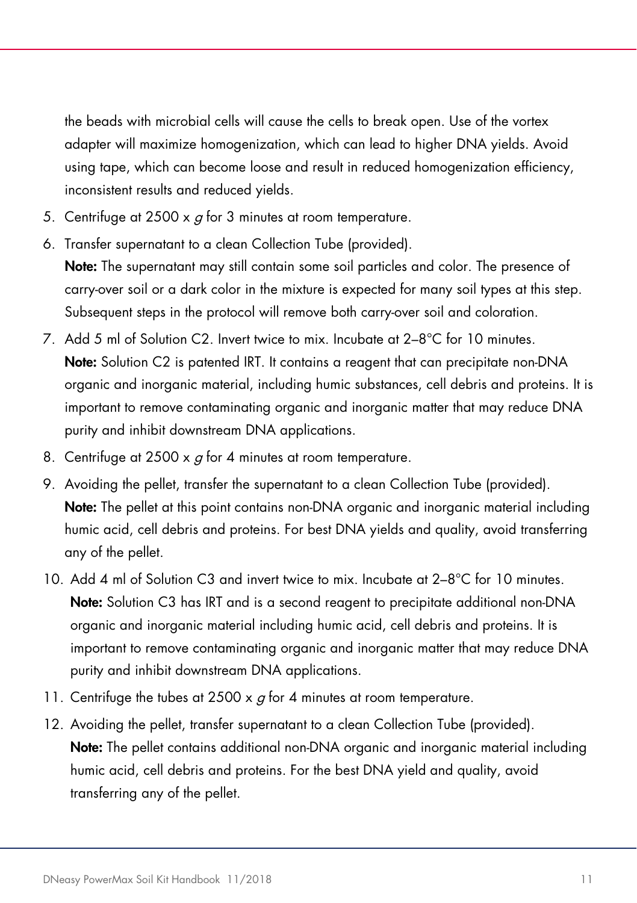the beads with microbial cells will cause the cells to break open. Use of the vortex adapter will maximize homogenization, which can lead to higher DNA yields. Avoid using tape, which can become loose and result in reduced homogenization efficiency, inconsistent results and reduced yields.

5. Centrifuge at 2500 x *g* for 3 minutes at room temperature.
6. Transfer supernatant to a clean Collection Tube (provided).
   **Note:** The supernatant may still contain some soil particles and color. The presence of carry-over soil or a dark color in the mixture is expected for many soil types at this step. Subsequent steps in the protocol will remove both carry-over soil and coloration.
7. Add 5 ml of Solution C2. Invert twice to mix. Incubate at 2–8°C for 10 minutes.
   **Note:** Solution C2 is patented IRT. It contains a reagent that can precipitate non-DNA organic and inorganic material, including humic substances, cell debris and proteins. It is important to remove contaminating organic and inorganic matter that may reduce DNA purity and inhibit downstream DNA applications.
8. Centrifuge at 2500 x *g* for 4 minutes at room temperature.
9. Avoiding the pellet, transfer the supernatant to a clean Collection Tube (provided).
   **Note:** The pellet at this point contains non-DNA organic and inorganic material including humic acid, cell debris and proteins. For best DNA yields and quality, avoid transferring any of the pellet.
10. Add 4 ml of Solution C3 and invert twice to mix. Incubate at 2–8°C for 10 minutes.
    **Note:** Solution C3 has IRT and is a second reagent to precipitate additional non-DNA organic and inorganic material including humic acid, cell debris and proteins. It is important to remove contaminating organic and inorganic matter that may reduce DNA purity and inhibit downstream DNA applications.
11. Centrifuge the tubes at 2500 x *g* for 4 minutes at room temperature.
12. Avoiding the pellet, transfer supernatant to a clean Collection Tube (provided).
    **Note:** The pellet contains additional non-DNA organic and inorganic material including humic acid, cell debris and proteins. For the best DNA yield and quality, avoid transferring any of the pellet.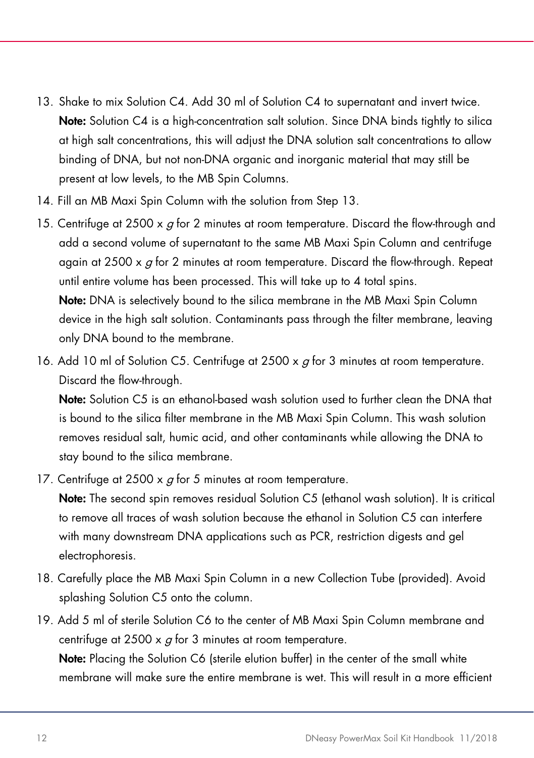13. Shake to mix Solution C4. Add 30 ml of Solution C4 to supernatant and invert twice.
    **Note:** Solution C4 is a high-concentration salt solution. Since DNA binds tightly to silica at high salt concentrations, this will adjust the DNA solution salt concentrations to allow binding of DNA, but not non-DNA organic and inorganic material that may still be present at low levels, to the MB Spin Columns.
14. Fill an MB Maxi Spin Column with the solution from Step 13.
15. Centrifuge at 2500 x *g* for 2 minutes at room temperature. Discard the flow-through and add a second volume of supernatant to the same MB Maxi Spin Column and centrifuge again at 2500 x *g* for 2 minutes at room temperature. Discard the flow-through. Repeat until entire volume has been processed. This will take up to 4 total spins.
    **Note:** DNA is selectively bound to the silica membrane in the MB Maxi Spin Column device in the high salt solution. Contaminants pass through the filter membrane, leaving only DNA bound to the membrane.
16. Add 10 ml of Solution C5. Centrifuge at 2500 x *g* for 3 minutes at room temperature. Discard the flow-through.
    **Note:** Solution C5 is an ethanol-based wash solution used to further clean the DNA that is bound to the silica filter membrane in the MB Maxi Spin Column. This wash solution removes residual salt, humic acid, and other contaminants while allowing the DNA to stay bound to the silica membrane.
17. Centrifuge at 2500 x *g* for 5 minutes at room temperature.
    **Note:** The second spin removes residual Solution C5 (ethanol wash solution). It is critical to remove all traces of wash solution because the ethanol in Solution C5 can interfere with many downstream DNA applications such as PCR, restriction digests and gel electrophoresis.
18. Carefully place the MB Maxi Spin Column in a new Collection Tube (provided). Avoid splashing Solution C5 onto the column.
19. Add 5 ml of sterile Solution C6 to the center of MB Maxi Spin Column membrane and centrifuge at 2500 x *g* for 3 minutes at room temperature.
    **Note:** Placing the Solution C6 (sterile elution buffer) in the center of the small white membrane will make sure the entire membrane is wet. This will result in a more efficient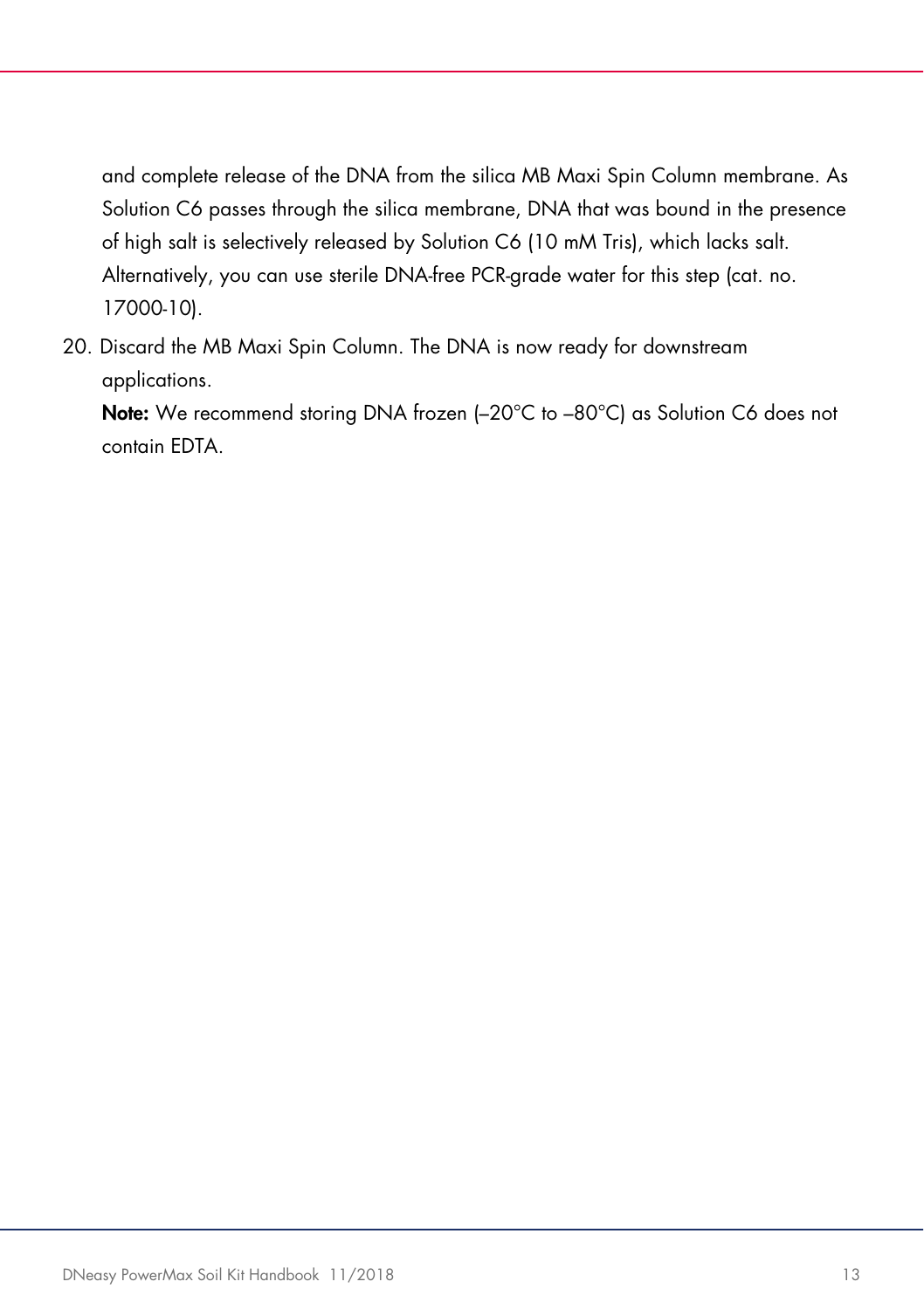and complete release of the DNA from the silica MB Maxi Spin Column membrane. As Solution C6 passes through the silica membrane, DNA that was bound in the presence of high salt is selectively released by Solution C6 (10 mM Tris), which lacks salt. Alternatively, you can use sterile DNA-free PCR-grade water for this step (cat. no. 17000-10).

20. Discard the MB Maxi Spin Column. The DNA is now ready for downstream applications.

    **Note:** We recommend storing DNA frozen (–20°C to –80°C) as Solution C6 does not contain EDTA.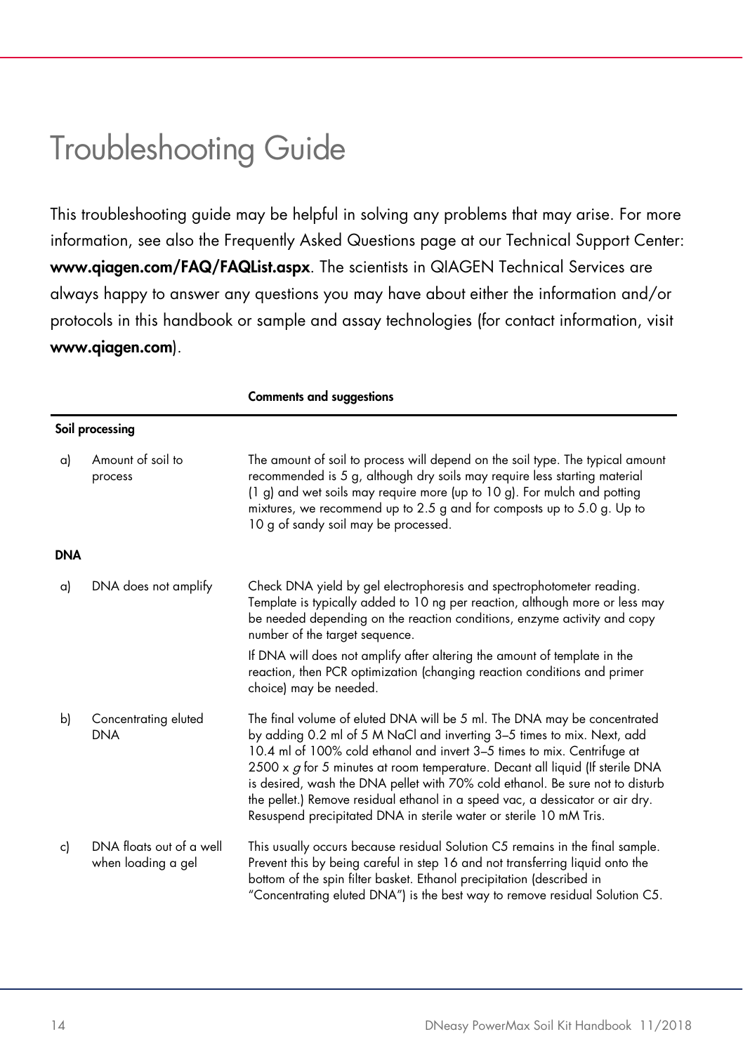# Troubleshooting Guide

This troubleshooting guide may be helpful in solving any problems that may arise. For more information, see also the Frequently Asked Questions page at our Technical Support Center: **www.qiagen.com/FAQ/FAQList.aspx**. The scientists in QIAGEN Technical Services are always happy to answer any questions you may have about either the information and/or protocols in this handbook or sample and assay technologies (for contact information, visit **www.qiagen.com**).

| | | Comments and suggestions |
|---|---|---|
| **Soil processing** | | |
| a) | Amount of soil to process | The amount of soil to process will depend on the soil type. The typical amount recommended is 5 g, although dry soils may require less starting material (1 g) and wet soils may require more (up to 10 g). For mulch and potting mixtures, we recommend up to 2.5 g and for composts up to 5.0 g. Up to 10 g of sandy soil may be processed. |
| **DNA** | | |
| a) | DNA does not amplify | Check DNA yield by gel electrophoresis and spectrophotometer reading. Template is typically added to 10 ng per reaction, although more or less may be needed depending on the reaction conditions, enzyme activity and copy number of the target sequence.<br><br>If DNA will does not amplify after altering the amount of template in the reaction, then PCR optimization (changing reaction conditions and primer choice) may be needed. |
| b) | Concentrating eluted DNA | The final volume of eluted DNA will be 5 ml. The DNA may be concentrated by adding 0.2 ml of 5 M NaCl and inverting 3–5 times to mix. Next, add 10.4 ml of 100% cold ethanol and invert 3–5 times to mix. Centrifuge at 2500 x *g* for 5 minutes at room temperature. Decant all liquid (If sterile DNA is desired, wash the DNA pellet with 70% cold ethanol. Be sure not to disturb the pellet.) Remove residual ethanol in a speed vac, a dessicator or air dry. Resuspend precipitated DNA in sterile water or sterile 10 mM Tris. |
| c) | DNA floats out of a well when loading a gel | This usually occurs because residual Solution C5 remains in the final sample. Prevent this by being careful in step 16 and not transferring liquid onto the bottom of the spin filter basket. Ethanol precipitation (described in "Concentrating eluted DNA") is the best way to remove residual Solution C5. |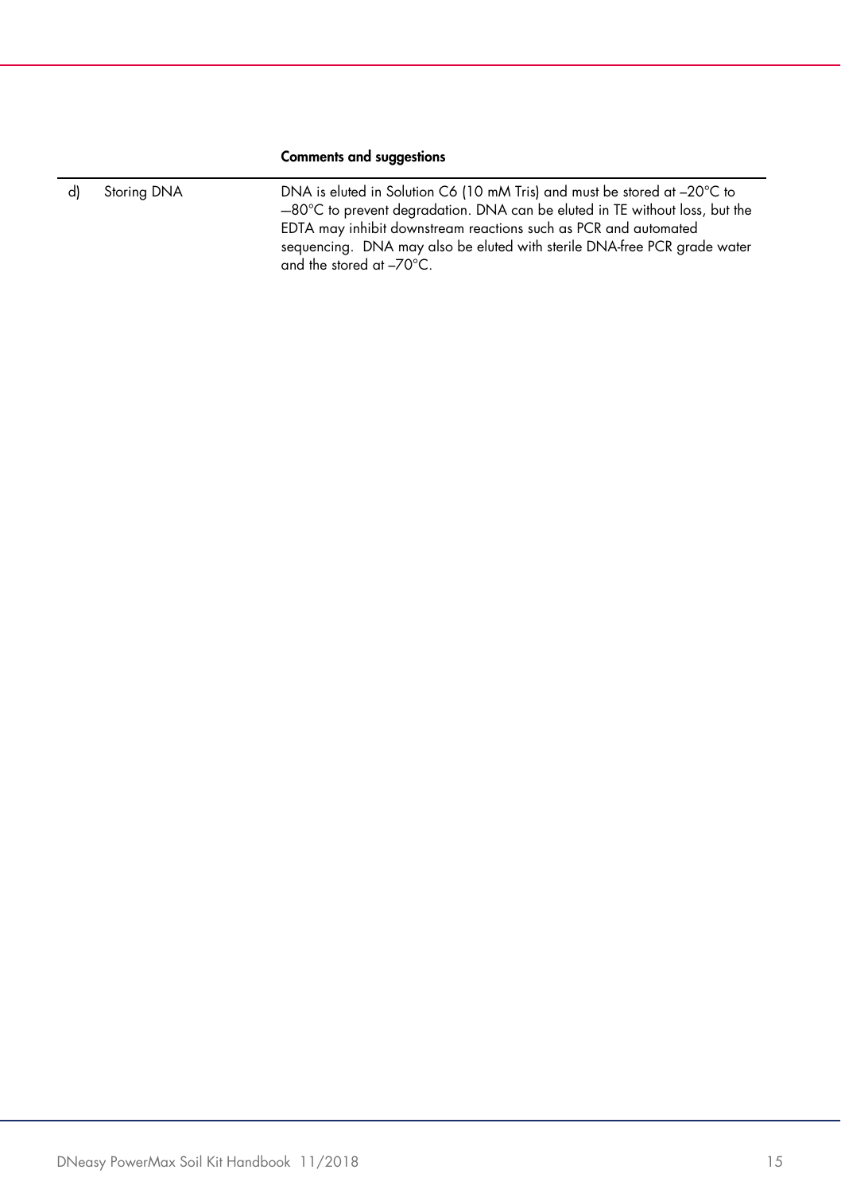| | | Comments and suggestions |
|---|---|---|
| d) | Storing DNA | DNA is eluted in Solution C6 (10 mM Tris) and must be stored at –20°C to –80°C to prevent degradation. DNA can be eluted in TE without loss, but the EDTA may inhibit downstream reactions such as PCR and automated sequencing. DNA may also be eluted with sterile DNA-free PCR grade water and the stored at –70°C. |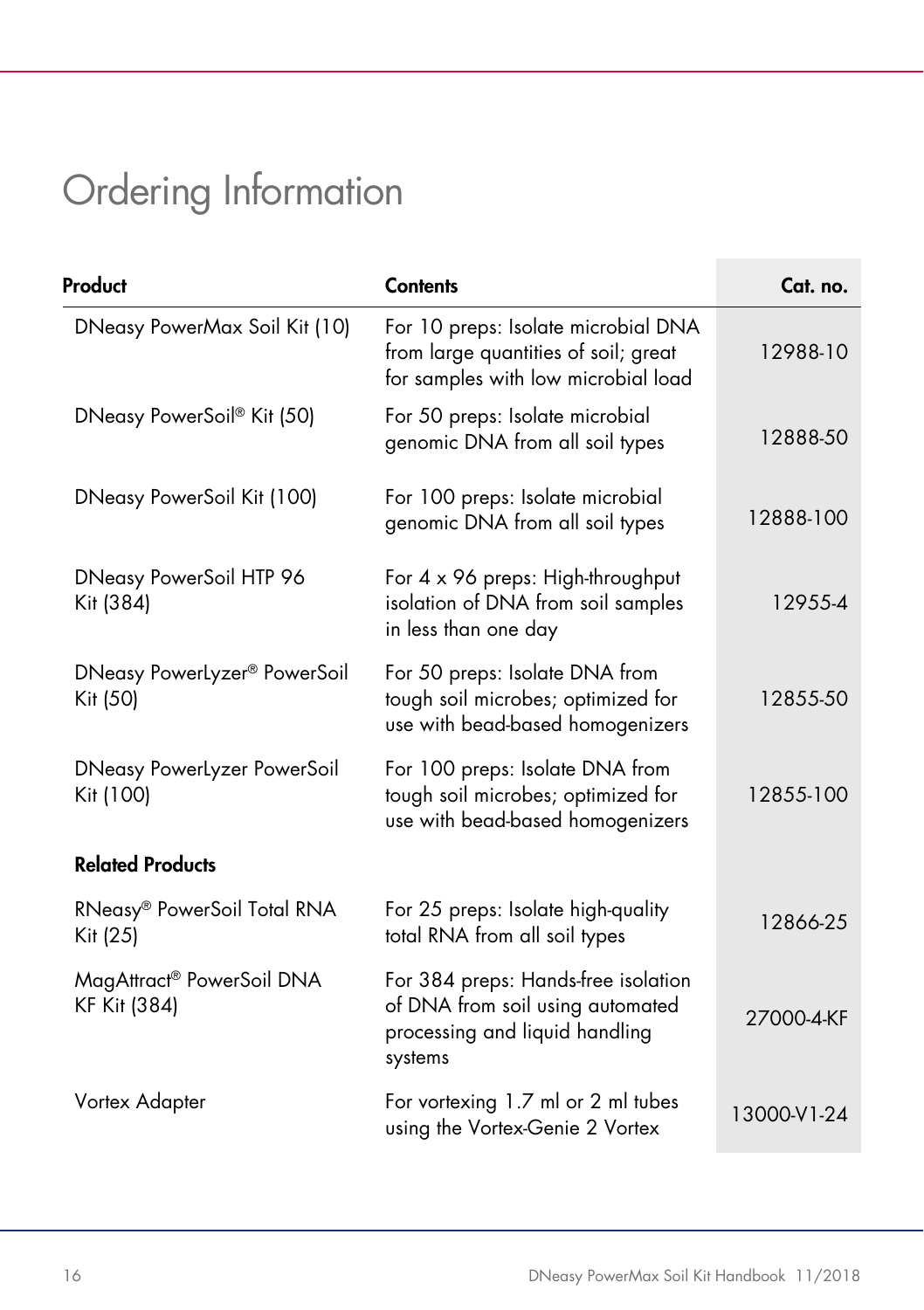# Ordering Information

| Product | Contents | Cat. no. |
|---|---|---|
| DNeasy PowerMax Soil Kit (10) | For 10 preps: Isolate microbial DNA from large quantities of soil; great for samples with low microbial load | 12988-10 |
| DNeasy PowerSoil® Kit (50) | For 50 preps: Isolate microbial genomic DNA from all soil types | 12888-50 |
| DNeasy PowerSoil Kit (100) | For 100 preps: Isolate microbial genomic DNA from all soil types | 12888-100 |
| DNeasy PowerSoil HTP 96 Kit (384) | For 4 x 96 preps: High-throughput isolation of DNA from soil samples in less than one day | 12955-4 |
| DNeasy PowerLyzer® PowerSoil Kit (50) | For 50 preps: Isolate DNA from tough soil microbes; optimized for use with bead-based homogenizers | 12855-50 |
| DNeasy PowerLyzer PowerSoil Kit (100) | For 100 preps: Isolate DNA from tough soil microbes; optimized for use with bead-based homogenizers | 12855-100 |
| **Related Products** | | |
| RNeasy® PowerSoil Total RNA Kit (25) | For 25 preps: Isolate high-quality total RNA from all soil types | 12866-25 |
| MagAttract® PowerSoil DNA KF Kit (384) | For 384 preps: Hands-free isolation of DNA from soil using automated processing and liquid handling systems | 27000-4-KF |
| Vortex Adapter | For vortexing 1.7 ml or 2 ml tubes using the Vortex-Genie 2 Vortex | 13000-V1-24 |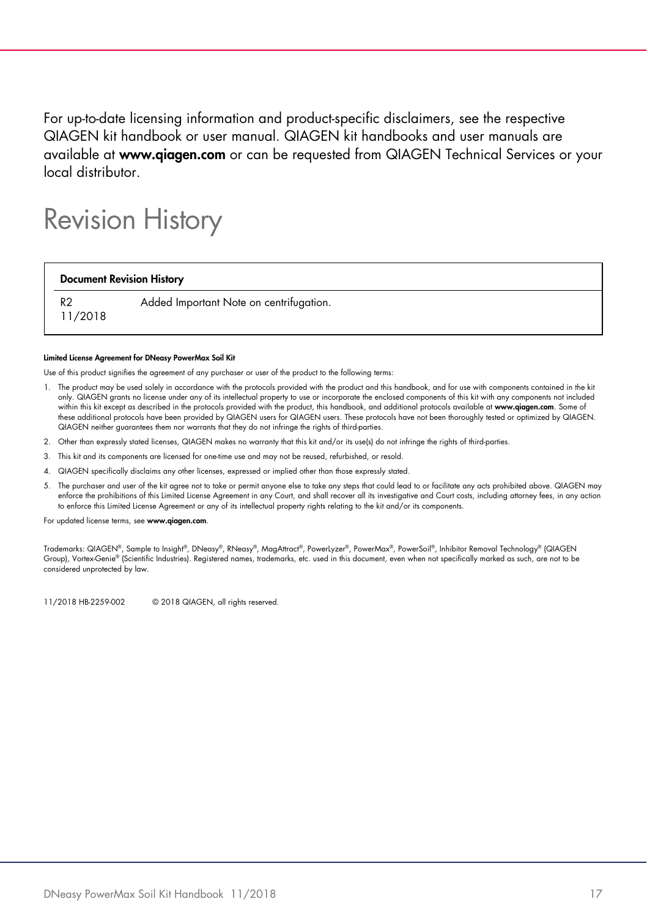For up-to-date licensing information and product-specific disclaimers, see the respective QIAGEN kit handbook or user manual. QIAGEN kit handbooks and user manuals are available at **www.qiagen.com** or can be requested from QIAGEN Technical Services or your local distributor.

# Revision History

| Document Revision History | |
|---|---|
| R2 11/2018 | Added Important Note on centrifugation. |

**Limited License Agreement for DNeasy PowerMax Soil Kit**

Use of this product signifies the agreement of any purchaser or user of the product to the following terms:

1. The product may be used solely in accordance with the protocols provided with the product and this handbook, and for use with components contained in the kit only. QIAGEN grants no license under any of its intellectual property to use or incorporate the enclosed components of this kit with any components not included within this kit except as described in the protocols provided with the product, this handbook, and additional protocols available at **www.qiagen.com**. Some of these additional protocols have been provided by QIAGEN users for QIAGEN users. These protocols have not been thoroughly tested or optimized by QIAGEN. QIAGEN neither guarantees them nor warrants that they do not infringe the rights of third-parties.
2. Other than expressly stated licenses, QIAGEN makes no warranty that this kit and/or its use(s) do not infringe the rights of third-parties.
3. This kit and its components are licensed for one-time use and may not be reused, refurbished, or resold.
4. QIAGEN specifically disclaims any other licenses, expressed or implied other than those expressly stated.
5. The purchaser and user of the kit agree not to take or permit anyone else to take any steps that could lead to or facilitate any acts prohibited above. QIAGEN may enforce the prohibitions of this Limited License Agreement in any Court, and shall recover all its investigative and Court costs, including attorney fees, in any action to enforce this Limited License Agreement or any of its intellectual property rights relating to the kit and/or its components.

For updated license terms, see **www.qiagen.com**.

Trademarks: QIAGEN®, Sample to Insight®, DNeasy®, RNeasy®, MagAttract®, PowerLyzer®, PowerMax®, PowerSoil®, Inhibitor Removal Technology® (QIAGEN Group), Vortex-Genie® (Scientific Industries). Registered names, trademarks, etc. used in this document, even when not specifically marked as such, are not to be considered unprotected by law.

11/2018 HB-2259-002 © 2018 QIAGEN, all rights reserved.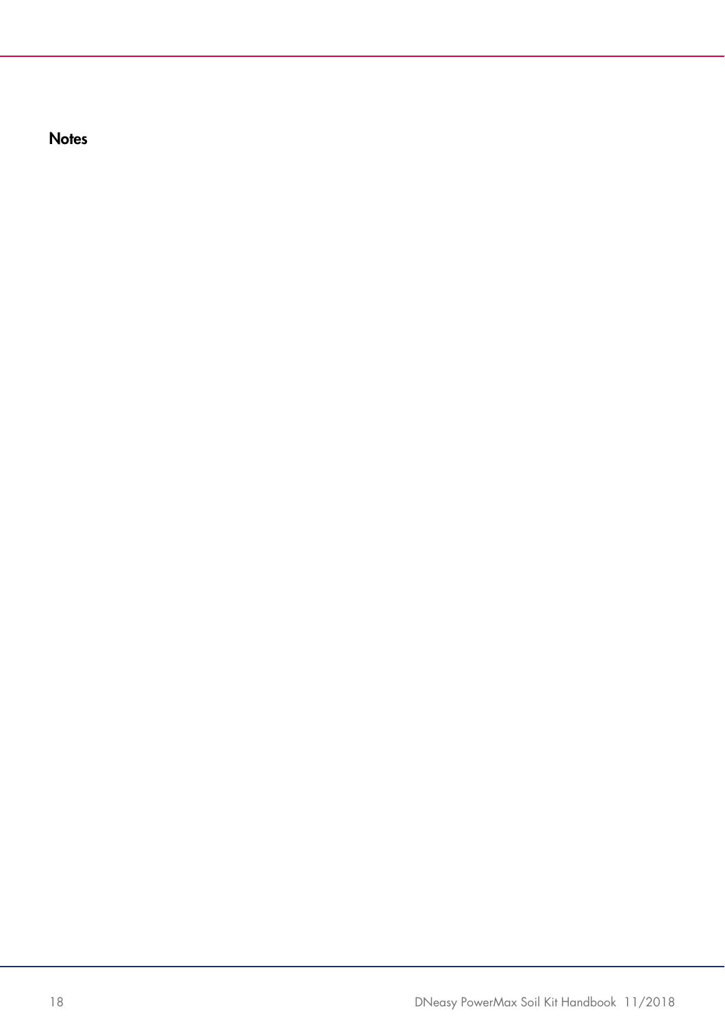## Notes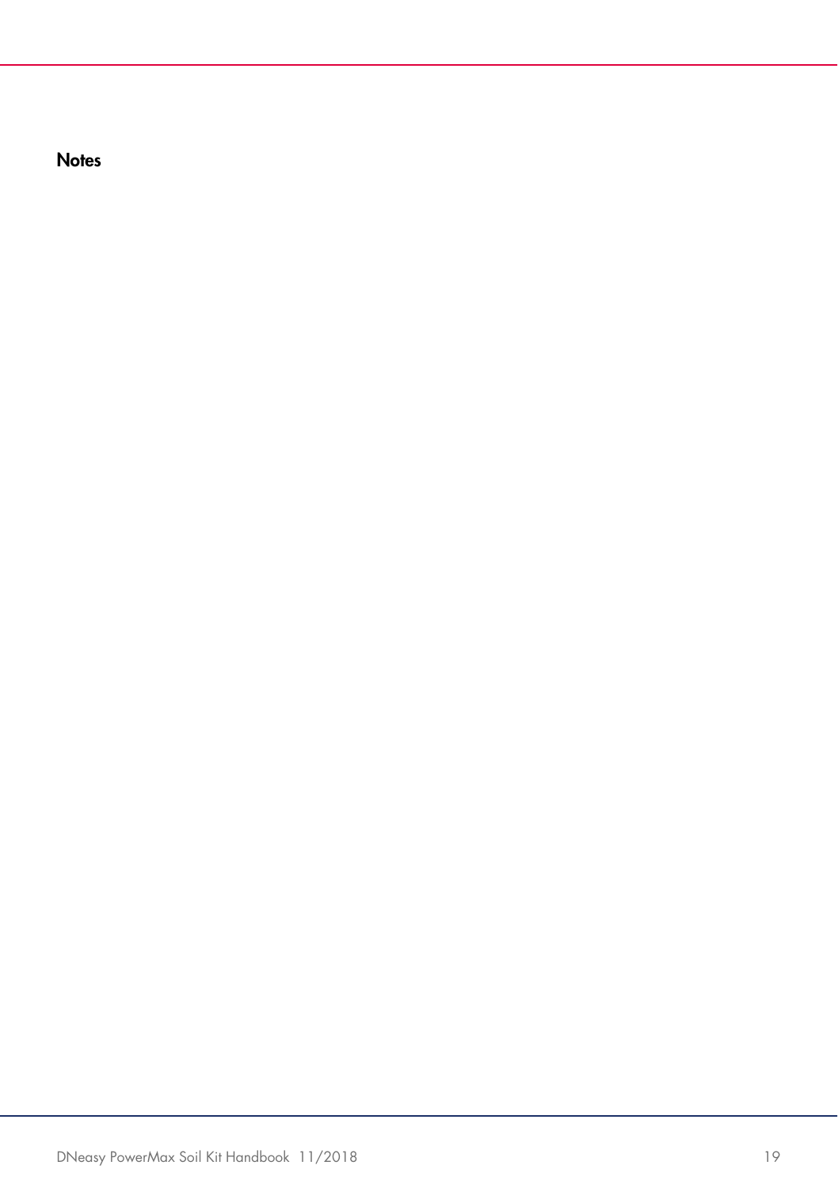## Notes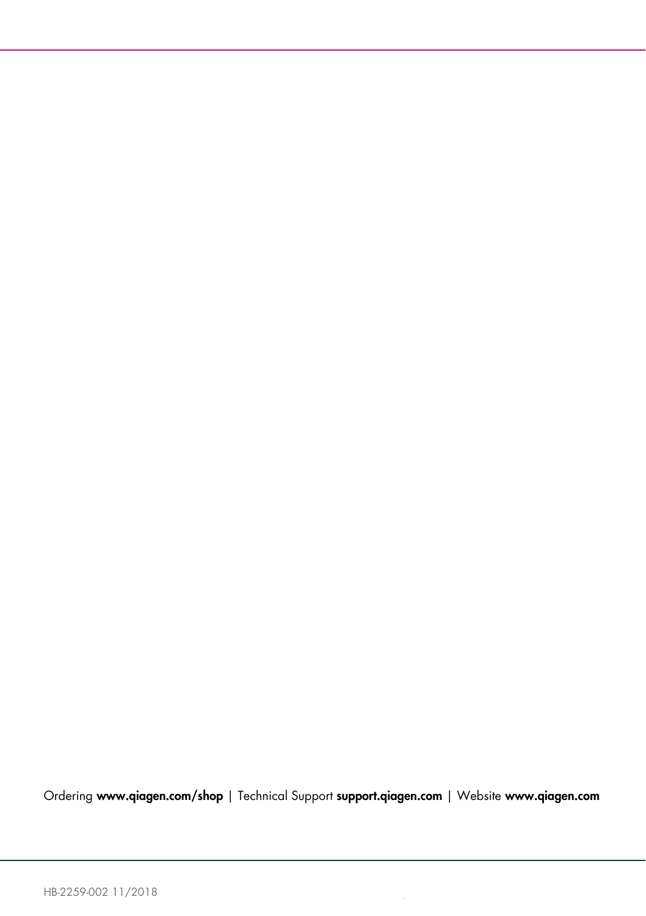Ordering **www.qiagen.com/shop** | Technical Support **support.qiagen.com** | Website **www.qiagen.com**

HB-2259-002 11/2018